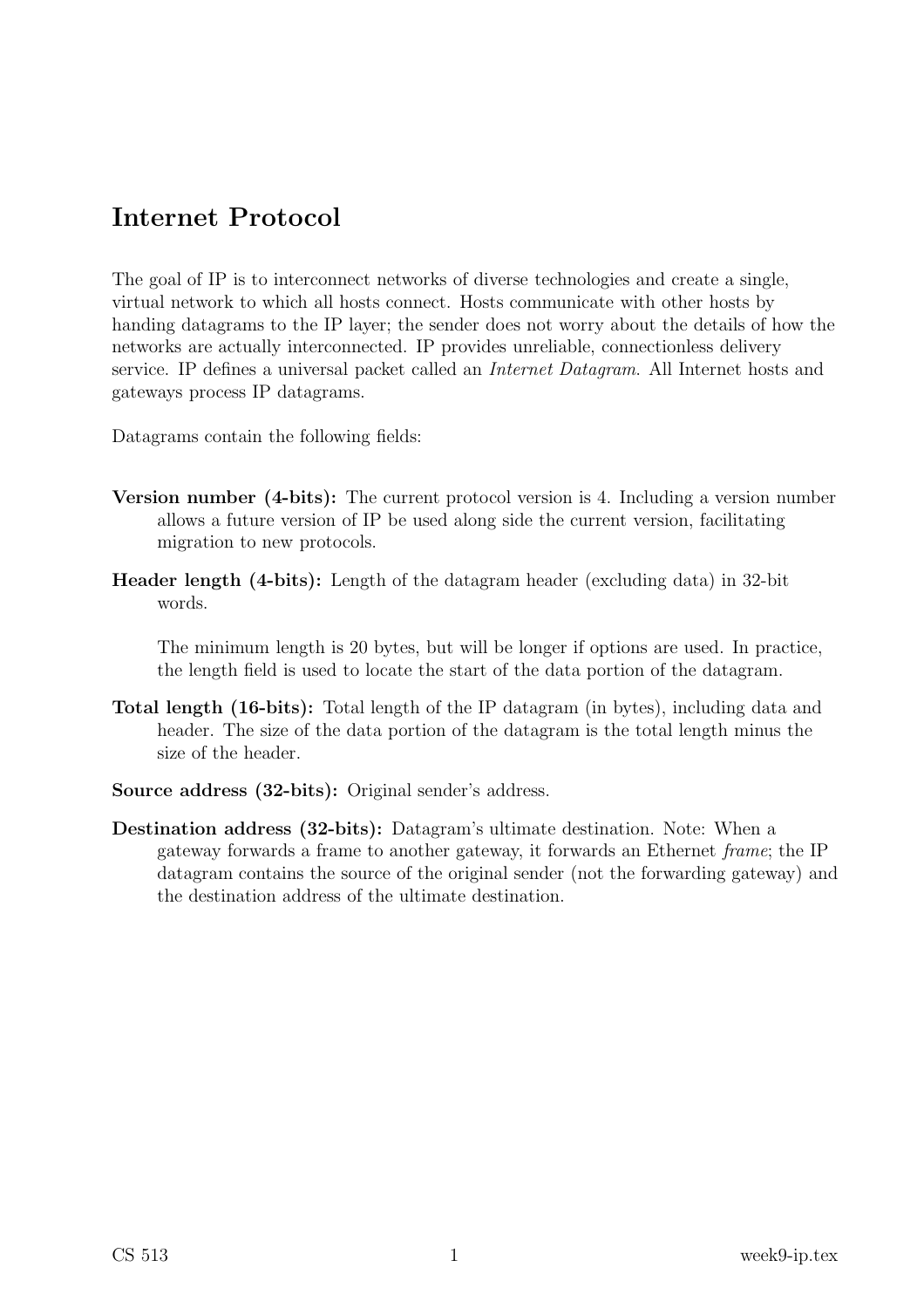## Internet Protocol

The goal of IP is to interconnect networks of diverse technologies and create a single, virtual network to which all hosts connect. Hosts communicate with other hosts by handing datagrams to the IP layer; the sender does not worry about the details of how the networks are actually interconnected. IP provides unreliable, connectionless delivery service. IP defines a universal packet called an *Internet Datagram*. All Internet hosts and gateways process IP datagrams.

Datagrams contain the following fields:

**Version number (4-bits):** The current protocol version is 4. Including a version number allows a future version of IP be used along side the current version, facilitating migration to new protocols.

**Header length (4-bits):** Length of the datagram header (excluding data) in 32-bit words.

The minimum length is 20 bytes, but will be longer if options are used. In practice, the length field is used to locate the start of the data portion of the datagram.

**Total length (16-bits):** Total length of the IP datagram (in bytes), including data and header. The size of the data portion of the datagram is the total length minus the size of the header.

**Source address (32-bits):** Original sender's address.

**Destination address (32-bits):** Datagram's ultimate destination. Note: When a gateway forwards a frame to another gateway, it forwards an Ethernet *frame*; the IP datagram contains the source of the original sender (not the forwarding gateway) and the destination address of the ultimate destination.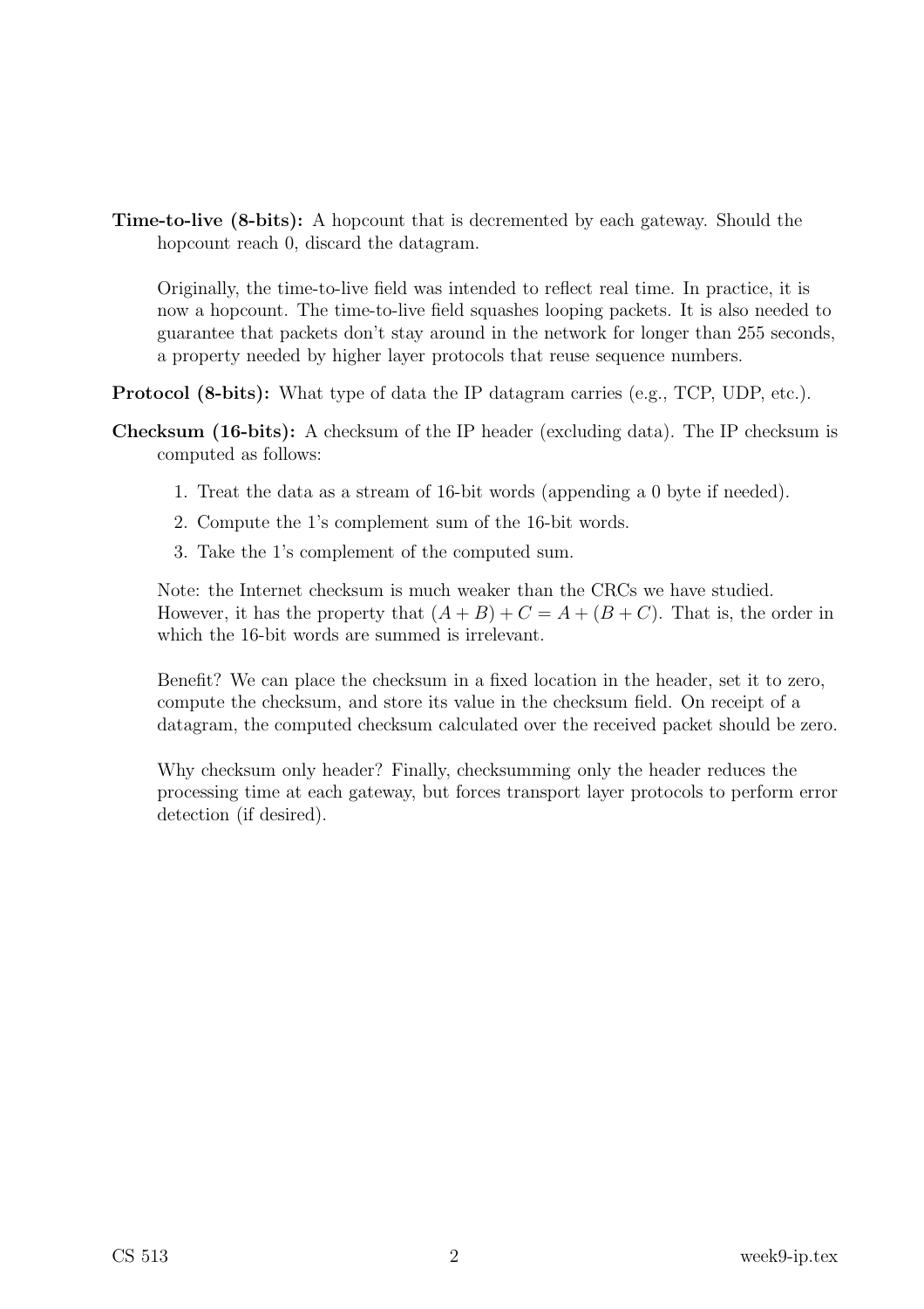**Time-to-live (8-bits):** A hopcount that is decremented by each gateway. Should the hopcount reach 0, discard the datagram.

Originally, the time-to-live field was intended to reflect real time. In practice, it is now a hopcount. The time-to-live field squashes looping packets. It is also needed to guarantee that packets don't stay around in the network for longer than 255 seconds, a property needed by higher layer protocols that reuse sequence numbers.

**Protocol (8-bits):** What type of data the IP datagram carries (e.g., TCP, UDP, etc.).

**Checksum (16-bits):** A checksum of the IP header (excluding data). The IP checksum is computed as follows:

1. Treat the data as a stream of 16-bit words (appending a 0 byte if needed).
2. Compute the 1's complement sum of the 16-bit words.
3. Take the 1's complement of the computed sum.

Note: the Internet checksum is much weaker than the CRCs we have studied. However, it has the property that $(A + B) + C = A + (B + C)$. That is, the order in which the 16-bit words are summed is irrelevant.

Benefit? We can place the checksum in a fixed location in the header, set it to zero, compute the checksum, and store its value in the checksum field. On receipt of a datagram, the computed checksum calculated over the received packet should be zero.

Why checksum only header? Finally, checksumming only the header reduces the processing time at each gateway, but forces transport layer protocols to perform error detection (if desired).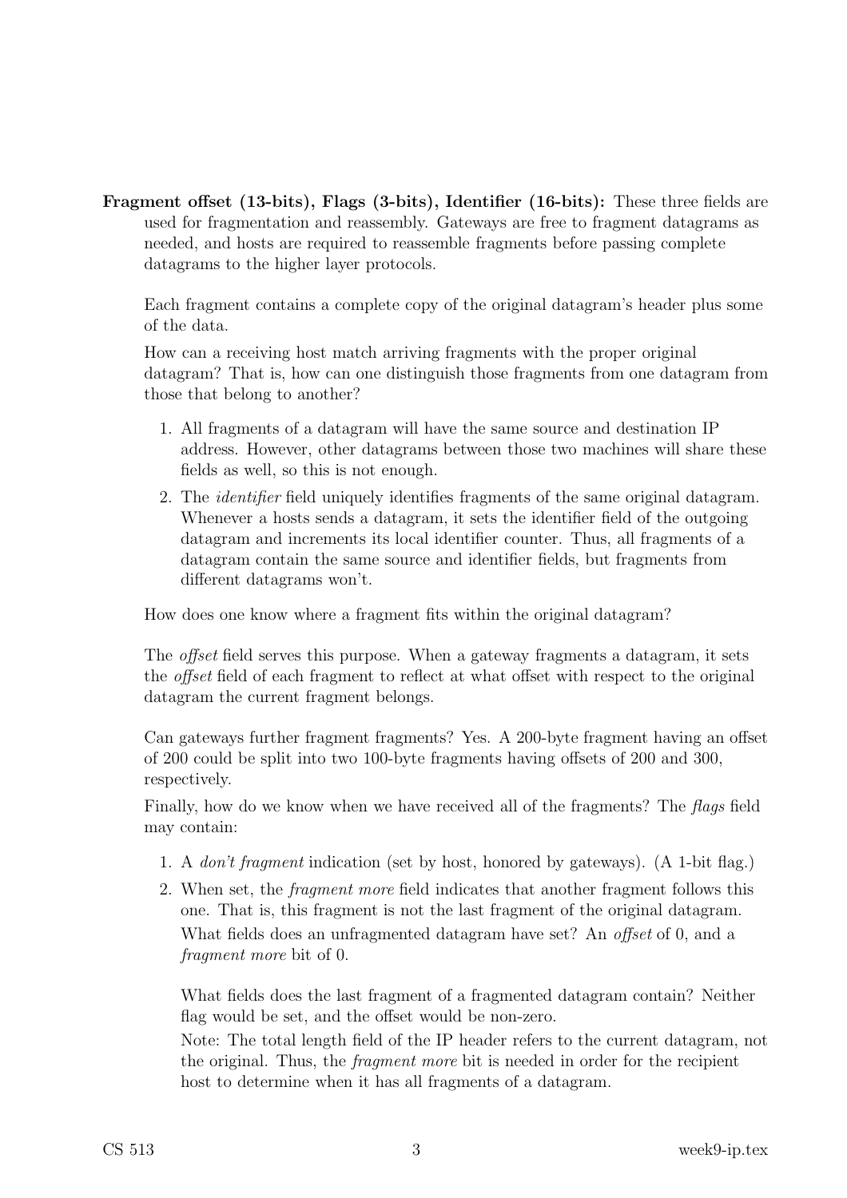**Fragment offset (13-bits), Flags (3-bits), Identifier (16-bits):** These three fields are used for fragmentation and reassembly. Gateways are free to fragment datagrams as needed, and hosts are required to reassemble fragments before passing complete datagrams to the higher layer protocols.

Each fragment contains a complete copy of the original datagram's header plus some of the data.

How can a receiving host match arriving fragments with the proper original datagram? That is, how can one distinguish those fragments from one datagram from those that belong to another?

1. All fragments of a datagram will have the same source and destination IP address. However, other datagrams between those two machines will share these fields as well, so this is not enough.
2. The *identifier* field uniquely identifies fragments of the same original datagram. Whenever a hosts sends a datagram, it sets the identifier field of the outgoing datagram and increments its local identifier counter. Thus, all fragments of a datagram contain the same source and identifier fields, but fragments from different datagrams won't.

How does one know where a fragment fits within the original datagram?

The *offset* field serves this purpose. When a gateway fragments a datagram, it sets the *offset* field of each fragment to reflect at what offset with respect to the original datagram the current fragment belongs.

Can gateways further fragment fragments? Yes. A 200-byte fragment having an offset of 200 could be split into two 100-byte fragments having offsets of 200 and 300, respectively.

Finally, how do we know when we have received all of the fragments? The *flags* field may contain:

1. A *don't fragment* indication (set by host, honored by gateways). (A 1-bit flag.)
2. When set, the *fragment more* field indicates that another fragment follows this one. That is, this fragment is not the last fragment of the original datagram.

   What fields does an unfragmented datagram have set? An *offset* of 0, and a *fragment more* bit of 0.

   What fields does the last fragment of a fragmented datagram contain? Neither flag would be set, and the offset would be non-zero.

   Note: The total length field of the IP header refers to the current datagram, not the original. Thus, the *fragment more* bit is needed in order for the recipient host to determine when it has all fragments of a datagram.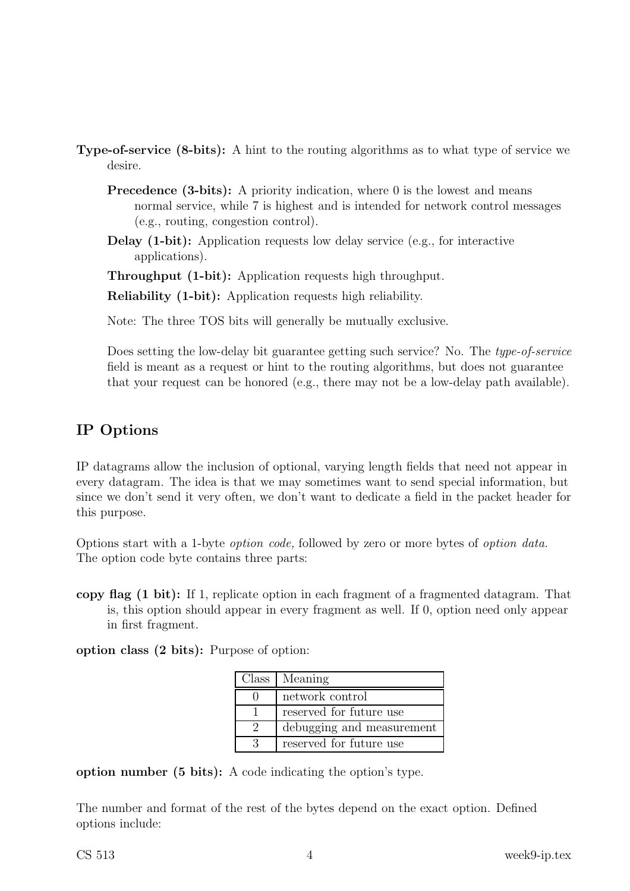**Type-of-service (8-bits):** A hint to the routing algorithms as to what type of service we desire.

**Precedence (3-bits):** A priority indication, where 0 is the lowest and means normal service, while 7 is highest and is intended for network control messages (e.g., routing, congestion control).

**Delay (1-bit):** Application requests low delay service (e.g., for interactive applications).

**Throughput (1-bit):** Application requests high throughput.

**Reliability (1-bit):** Application requests high reliability.

Note: The three TOS bits will generally be mutually exclusive.

Does setting the low-delay bit guarantee getting such service? No. The *type-of-service* field is meant as a request or hint to the routing algorithms, but does not guarantee that your request can be honored (e.g., there may not be a low-delay path available).

## IP Options

IP datagrams allow the inclusion of optional, varying length fields that need not appear in every datagram. The idea is that we may sometimes want to send special information, but since we don't send it very often, we don't want to dedicate a field in the packet header for this purpose.

Options start with a 1-byte *option code,* followed by zero or more bytes of *option data.* The option code byte contains three parts:

**copy flag (1 bit):** If 1, replicate option in each fragment of a fragmented datagram. That is, this option should appear in every fragment as well. If 0, option need only appear in first fragment.

**option class (2 bits):** Purpose of option:

| Class | Meaning |
|---|---|
| 0 | network control |
| 1 | reserved for future use |
| 2 | debugging and measurement |
| 3 | reserved for future use |

**option number (5 bits):** A code indicating the option's type.

The number and format of the rest of the bytes depend on the exact option. Defined options include: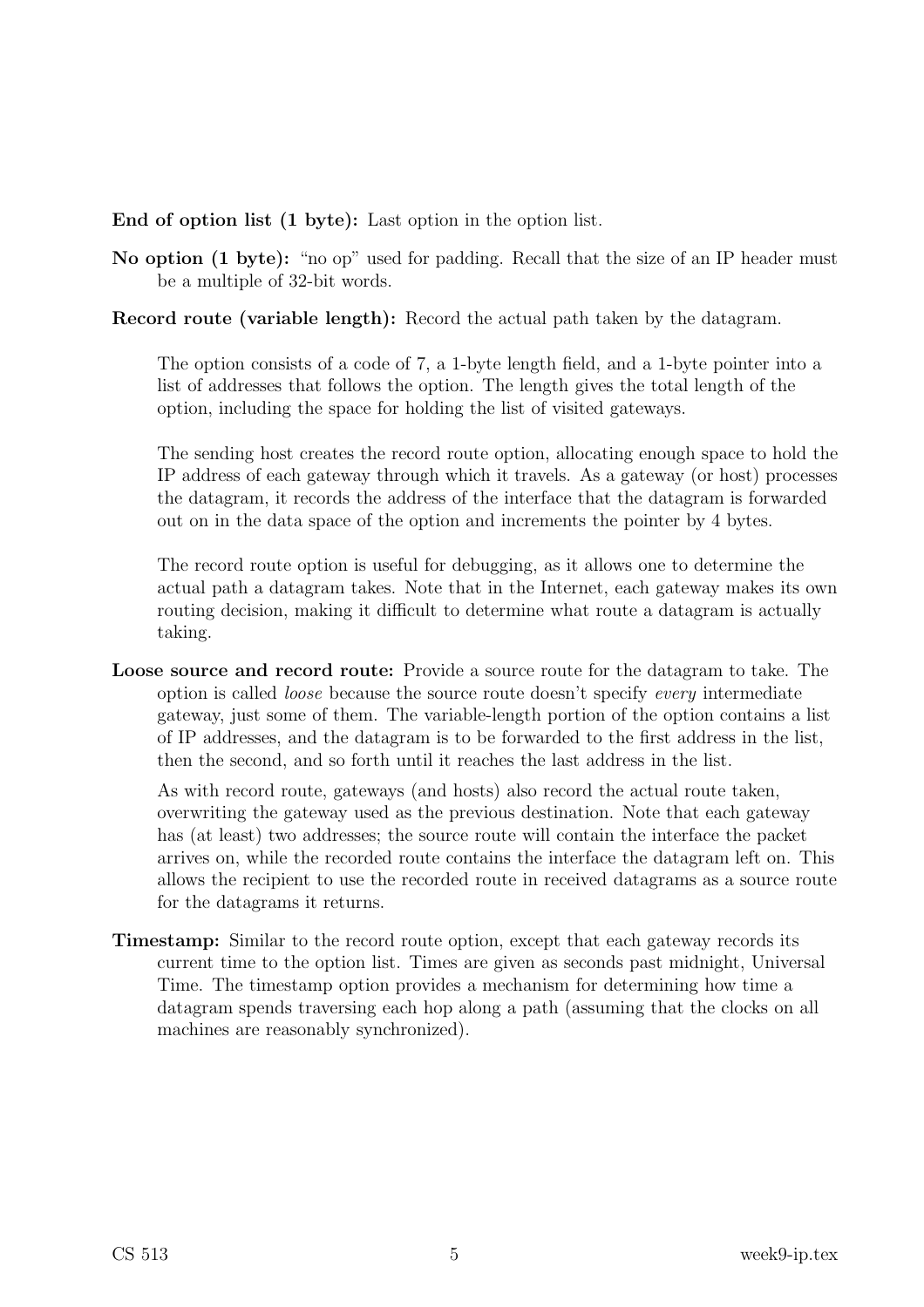**End of option list (1 byte):** Last option in the option list.

**No option (1 byte):** "no op" used for padding. Recall that the size of an IP header must be a multiple of 32-bit words.

**Record route (variable length):** Record the actual path taken by the datagram.

The option consists of a code of 7, a 1-byte length field, and a 1-byte pointer into a list of addresses that follows the option. The length gives the total length of the option, including the space for holding the list of visited gateways.

The sending host creates the record route option, allocating enough space to hold the IP address of each gateway through which it travels. As a gateway (or host) processes the datagram, it records the address of the interface that the datagram is forwarded out on in the data space of the option and increments the pointer by 4 bytes.

The record route option is useful for debugging, as it allows one to determine the actual path a datagram takes. Note that in the Internet, each gateway makes its own routing decision, making it difficult to determine what route a datagram is actually taking.

**Loose source and record route:** Provide a source route for the datagram to take. The option is called *loose* because the source route doesn't specify *every* intermediate gateway, just some of them. The variable-length portion of the option contains a list of IP addresses, and the datagram is to be forwarded to the first address in the list, then the second, and so forth until it reaches the last address in the list.

As with record route, gateways (and hosts) also record the actual route taken, overwriting the gateway used as the previous destination. Note that each gateway has (at least) two addresses; the source route will contain the interface the packet arrives on, while the recorded route contains the interface the datagram left on. This allows the recipient to use the recorded route in received datagrams as a source route for the datagrams it returns.

**Timestamp:** Similar to the record route option, except that each gateway records its current time to the option list. Times are given as seconds past midnight, Universal Time. The timestamp option provides a mechanism for determining how time a datagram spends traversing each hop along a path (assuming that the clocks on all machines are reasonably synchronized).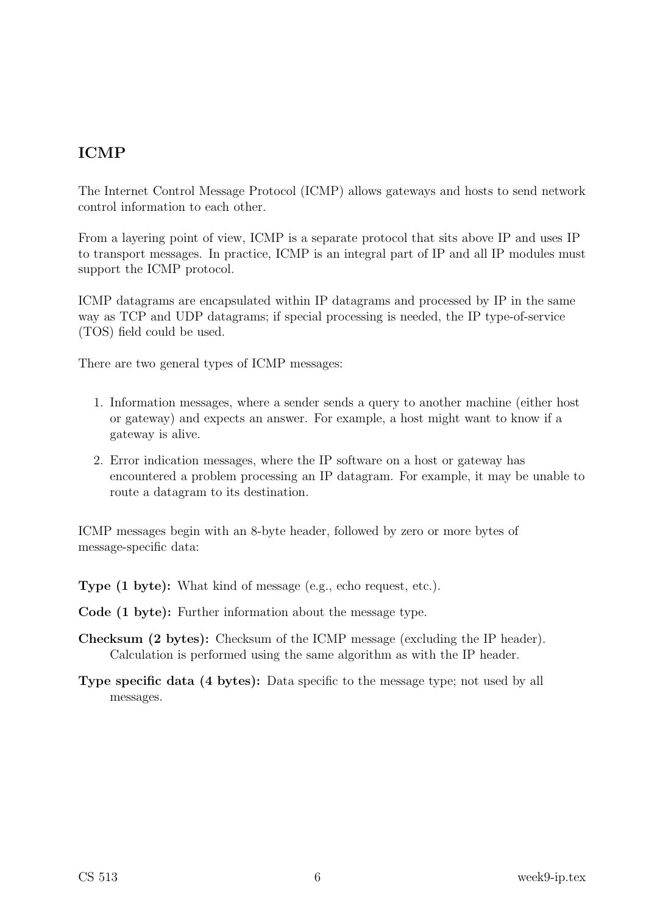## ICMP

The Internet Control Message Protocol (ICMP) allows gateways and hosts to send network control information to each other.

From a layering point of view, ICMP is a separate protocol that sits above IP and uses IP to transport messages. In practice, ICMP is an integral part of IP and all IP modules must support the ICMP protocol.

ICMP datagrams are encapsulated within IP datagrams and processed by IP in the same way as TCP and UDP datagrams; if special processing is needed, the IP type-of-service (TOS) field could be used.

There are two general types of ICMP messages:

1. Information messages, where a sender sends a query to another machine (either host or gateway) and expects an answer. For example, a host might want to know if a gateway is alive.
2. Error indication messages, where the IP software on a host or gateway has encountered a problem processing an IP datagram. For example, it may be unable to route a datagram to its destination.

ICMP messages begin with an 8-byte header, followed by zero or more bytes of message-specific data:

**Type (1 byte):** What kind of message (e.g., echo request, etc.).

**Code (1 byte):** Further information about the message type.

**Checksum (2 bytes):** Checksum of the ICMP message (excluding the IP header). Calculation is performed using the same algorithm as with the IP header.

**Type specific data (4 bytes):** Data specific to the message type; not used by all messages.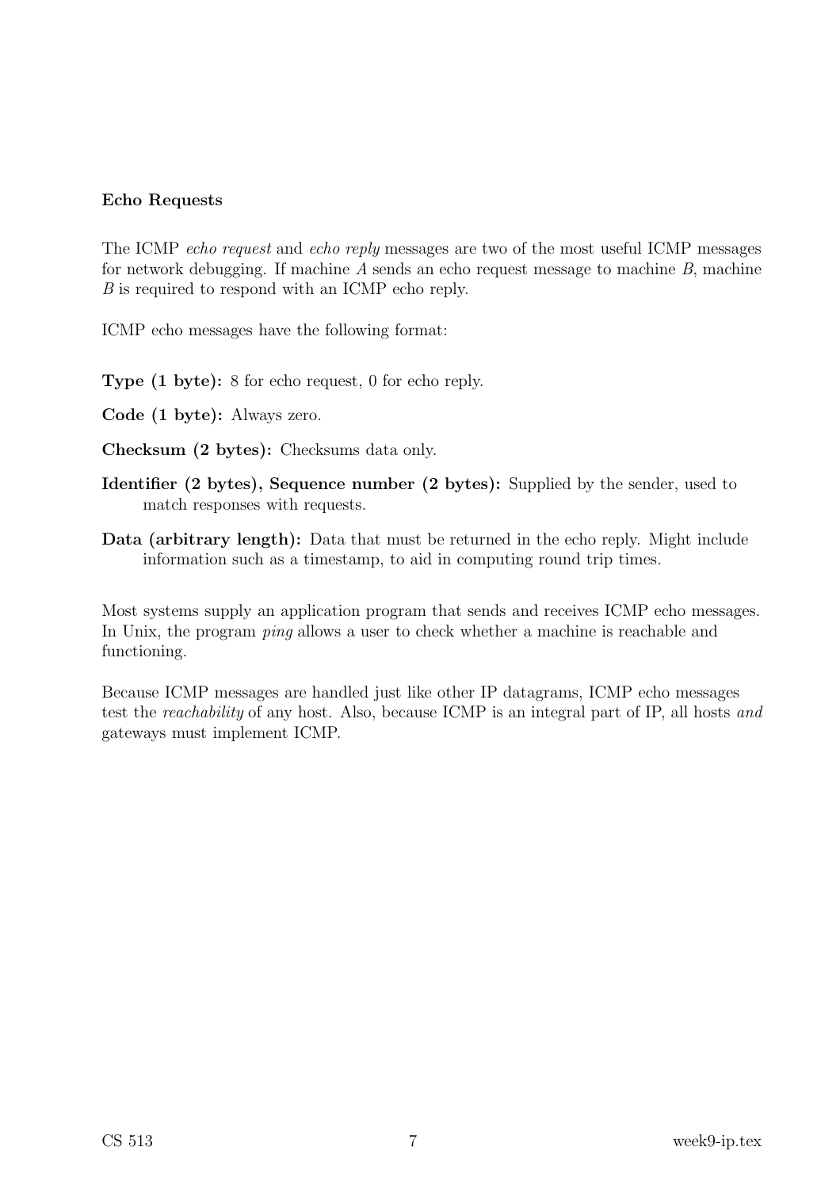### Echo Requests

The ICMP *echo request* and *echo reply* messages are two of the most useful ICMP messages for network debugging. If machine $A$ sends an echo request message to machine $B$, machine $B$ is required to respond with an ICMP echo reply.

ICMP echo messages have the following format:

**Type (1 byte):** 8 for echo request, 0 for echo reply.

**Code (1 byte):** Always zero.

**Checksum (2 bytes):** Checksums data only.

**Identifier (2 bytes), Sequence number (2 bytes):** Supplied by the sender, used to match responses with requests.

**Data (arbitrary length):** Data that must be returned in the echo reply. Might include information such as a timestamp, to aid in computing round trip times.

Most systems supply an application program that sends and receives ICMP echo messages. In Unix, the program *ping* allows a user to check whether a machine is reachable and functioning.

Because ICMP messages are handled just like other IP datagrams, ICMP echo messages test the *reachability* of any host. Also, because ICMP is an integral part of IP, all hosts *and* gateways must implement ICMP.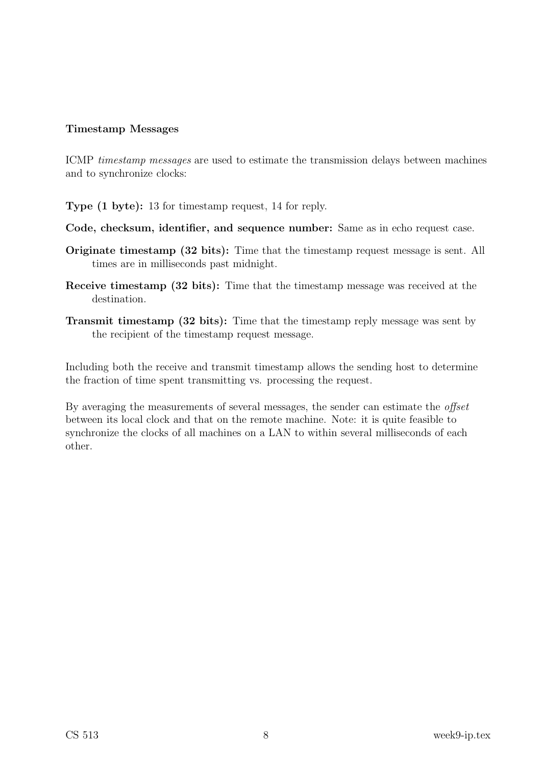### Timestamp Messages

ICMP *timestamp messages* are used to estimate the transmission delays between machines and to synchronize clocks:

**Type (1 byte):** 13 for timestamp request, 14 for reply.

**Code, checksum, identifier, and sequence number:** Same as in echo request case.

**Originate timestamp (32 bits):** Time that the timestamp request message is sent. All times are in milliseconds past midnight.

**Receive timestamp (32 bits):** Time that the timestamp message was received at the destination.

**Transmit timestamp (32 bits):** Time that the timestamp reply message was sent by the recipient of the timestamp request message.

Including both the receive and transmit timestamp allows the sending host to determine the fraction of time spent transmitting vs. processing the request.

By averaging the measurements of several messages, the sender can estimate the *offset* between its local clock and that on the remote machine. Note: it is quite feasible to synchronize the clocks of all machines on a LAN to within several milliseconds of each other.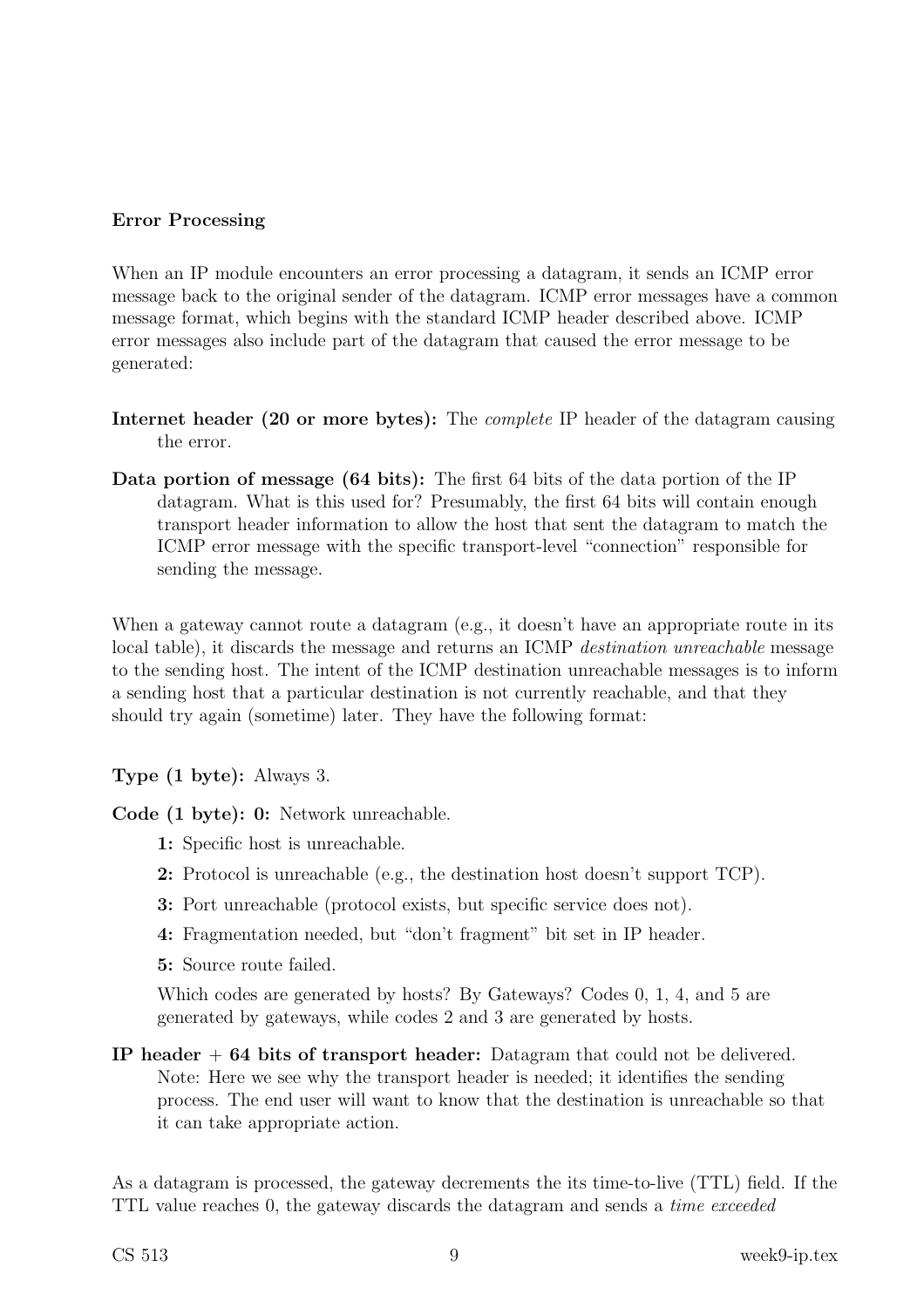**Error Processing**

When an IP module encounters an error processing a datagram, it sends an ICMP error message back to the original sender of the datagram. ICMP error messages have a common message format, which begins with the standard ICMP header described above. ICMP error messages also include part of the datagram that caused the error message to be generated:

**Internet header (20 or more bytes):** The *complete* IP header of the datagram causing the error.

**Data portion of message (64 bits):** The first 64 bits of the data portion of the IP datagram. What is this used for? Presumably, the first 64 bits will contain enough transport header information to allow the host that sent the datagram to match the ICMP error message with the specific transport-level "connection" responsible for sending the message.

When a gateway cannot route a datagram (e.g., it doesn't have an appropriate route in its local table), it discards the message and returns an ICMP *destination unreachable* message to the sending host. The intent of the ICMP destination unreachable messages is to inform a sending host that a particular destination is not currently reachable, and that they should try again (sometime) later. They have the following format:

**Type (1 byte):** Always 3.

**Code (1 byte):** **0:** Network unreachable.

- **1:** Specific host is unreachable.
- **2:** Protocol is unreachable (e.g., the destination host doesn't support TCP).
- **3:** Port unreachable (protocol exists, but specific service does not).
- **4:** Fragmentation needed, but "don't fragment" bit set in IP header.
- **5:** Source route failed.

Which codes are generated by hosts? By Gateways? Codes 0, 1, 4, and 5 are generated by gateways, while codes 2 and 3 are generated by hosts.

**IP header + 64 bits of transport header:** Datagram that could not be delivered. Note: Here we see why the transport header is needed; it identifies the sending process. The end user will want to know that the destination is unreachable so that it can take appropriate action.

As a datagram is processed, the gateway decrements the its time-to-live (TTL) field. If the TTL value reaches 0, the gateway discards the datagram and sends a *time exceeded*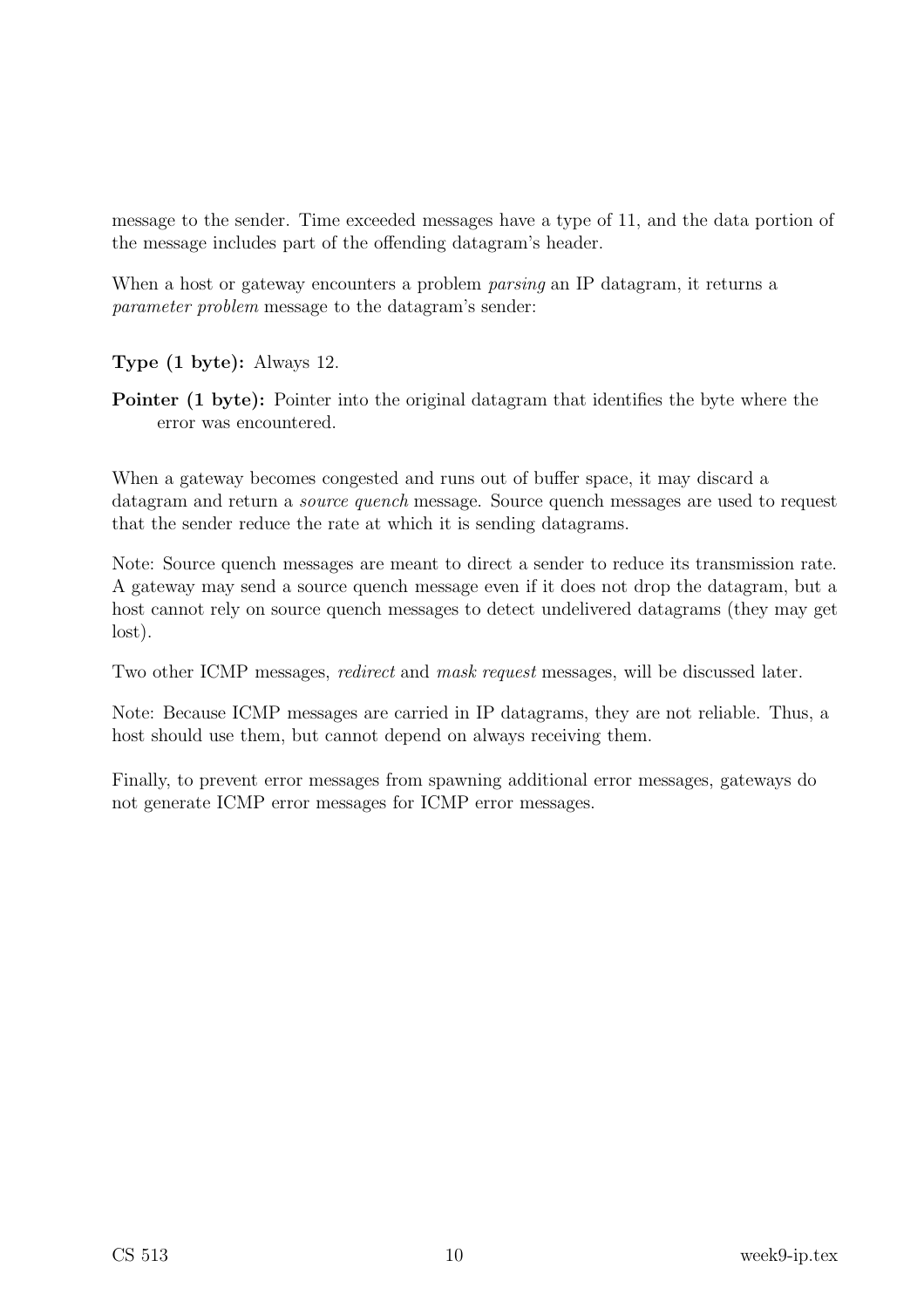message to the sender. Time exceeded messages have a type of 11, and the data portion of the message includes part of the offending datagram's header.

When a host or gateway encounters a problem *parsing* an IP datagram, it returns a *parameter problem* message to the datagram's sender:

**Type (1 byte):** Always 12.

**Pointer (1 byte):** Pointer into the original datagram that identifies the byte where the error was encountered.

When a gateway becomes congested and runs out of buffer space, it may discard a datagram and return a *source quench* message. Source quench messages are used to request that the sender reduce the rate at which it is sending datagrams.

Note: Source quench messages are meant to direct a sender to reduce its transmission rate. A gateway may send a source quench message even if it does not drop the datagram, but a host cannot rely on source quench messages to detect undelivered datagrams (they may get lost).

Two other ICMP messages, *redirect* and *mask request* messages, will be discussed later.

Note: Because ICMP messages are carried in IP datagrams, they are not reliable. Thus, a host should use them, but cannot depend on always receiving them.

Finally, to prevent error messages from spawning additional error messages, gateways do not generate ICMP error messages for ICMP error messages.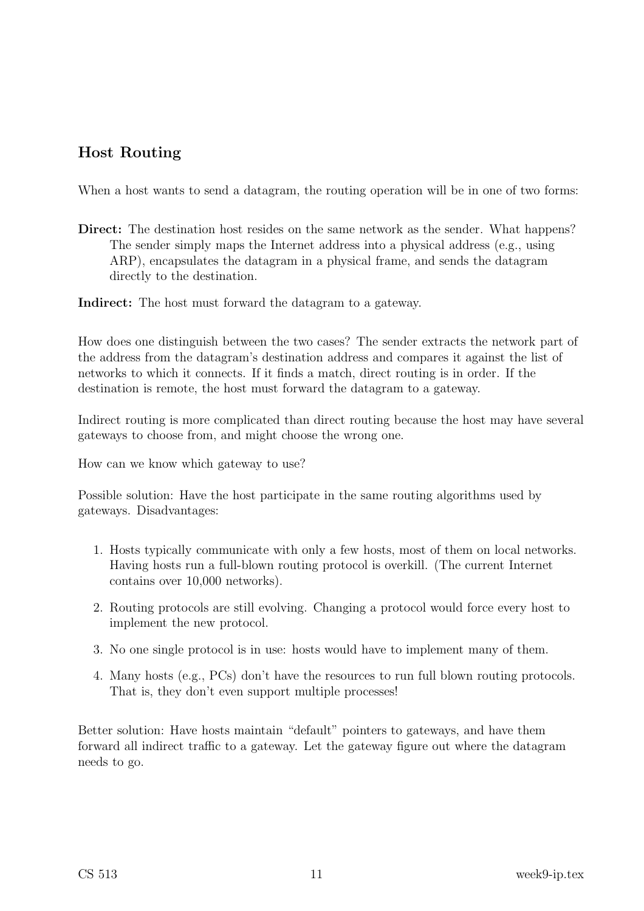## Host Routing

When a host wants to send a datagram, the routing operation will be in one of two forms:

**Direct:** The destination host resides on the same network as the sender. What happens? The sender simply maps the Internet address into a physical address (e.g., using ARP), encapsulates the datagram in a physical frame, and sends the datagram directly to the destination.

**Indirect:** The host must forward the datagram to a gateway.

How does one distinguish between the two cases? The sender extracts the network part of the address from the datagram's destination address and compares it against the list of networks to which it connects. If it finds a match, direct routing is in order. If the destination is remote, the host must forward the datagram to a gateway.

Indirect routing is more complicated than direct routing because the host may have several gateways to choose from, and might choose the wrong one.

How can we know which gateway to use?

Possible solution: Have the host participate in the same routing algorithms used by gateways. Disadvantages:

1. Hosts typically communicate with only a few hosts, most of them on local networks. Having hosts run a full-blown routing protocol is overkill. (The current Internet contains over 10,000 networks).
2. Routing protocols are still evolving. Changing a protocol would force every host to implement the new protocol.
3. No one single protocol is in use: hosts would have to implement many of them.
4. Many hosts (e.g., PCs) don't have the resources to run full blown routing protocols. That is, they don't even support multiple processes!

Better solution: Have hosts maintain "default" pointers to gateways, and have them forward all indirect traffic to a gateway. Let the gateway figure out where the datagram needs to go.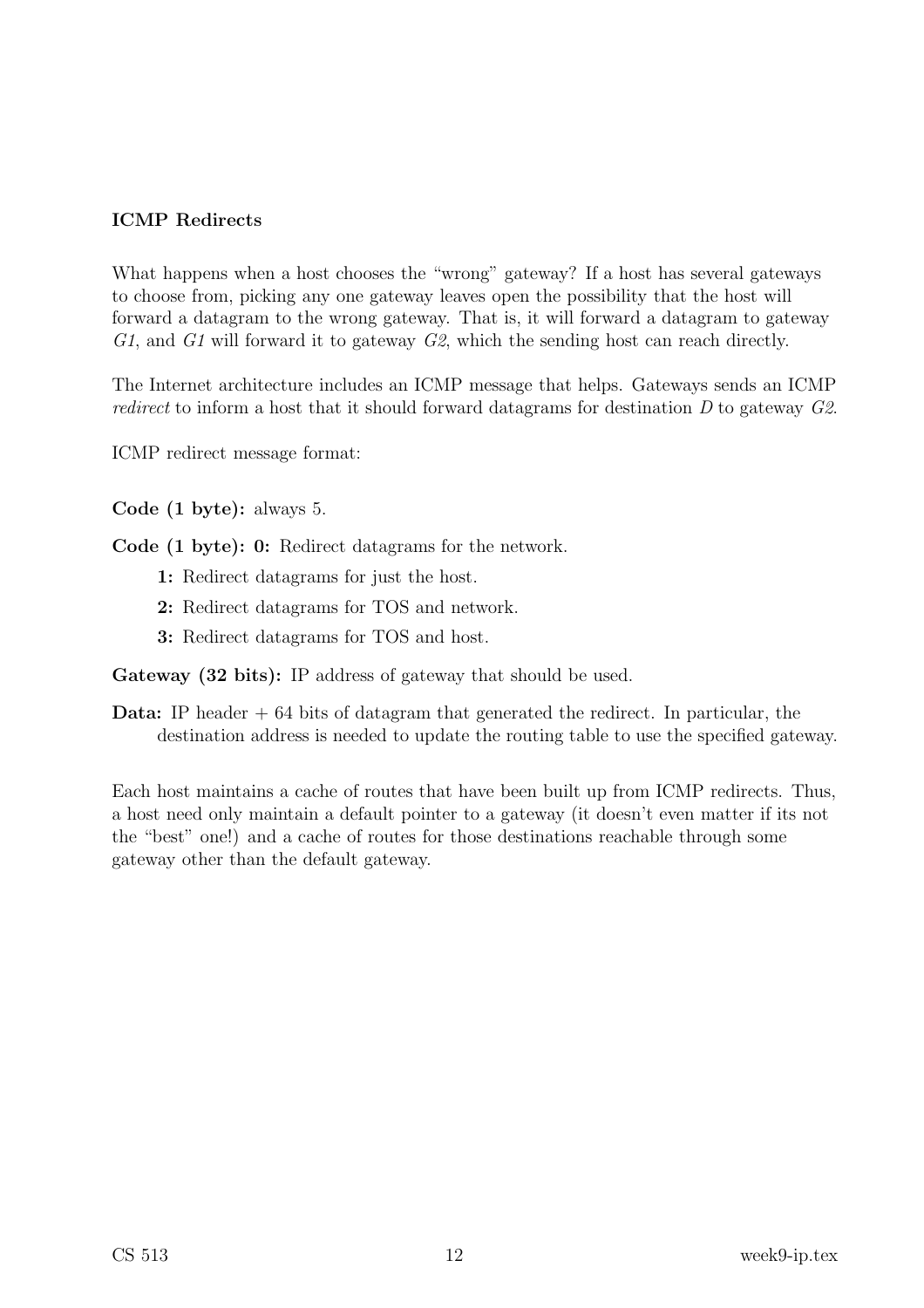### ICMP Redirects

What happens when a host chooses the "wrong" gateway? If a host has several gateways to choose from, picking any one gateway leaves open the possibility that the host will forward a datagram to the wrong gateway. That is, it will forward a datagram to gateway *G1*, and *G1* will forward it to gateway *G2*, which the sending host can reach directly.

The Internet architecture includes an ICMP message that helps. Gateways sends an ICMP *redirect* to inform a host that it should forward datagrams for destination *D* to gateway *G2*.

ICMP redirect message format:

**Code (1 byte):** always 5.

**Code (1 byte):** **0:** Redirect datagrams for the network.

- **1:** Redirect datagrams for just the host.
- **2:** Redirect datagrams for TOS and network.
- **3:** Redirect datagrams for TOS and host.

**Gateway (32 bits):** IP address of gateway that should be used.

**Data:** IP header + 64 bits of datagram that generated the redirect. In particular, the destination address is needed to update the routing table to use the specified gateway.

Each host maintains a cache of routes that have been built up from ICMP redirects. Thus, a host need only maintain a default pointer to a gateway (it doesn't even matter if its not the "best" one!) and a cache of routes for those destinations reachable through some gateway other than the default gateway.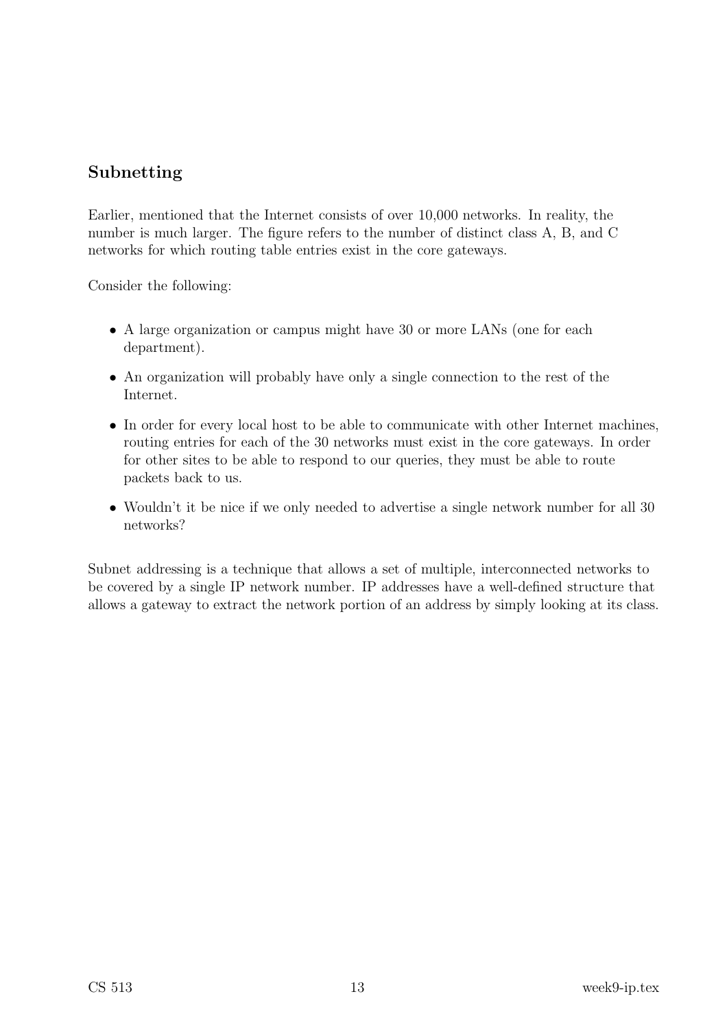## Subnetting

Earlier, mentioned that the Internet consists of over 10,000 networks. In reality, the number is much larger. The figure refers to the number of distinct class A, B, and C networks for which routing table entries exist in the core gateways.

Consider the following:

- A large organization or campus might have 30 or more LANs (one for each department).
- An organization will probably have only a single connection to the rest of the Internet.
- In order for every local host to be able to communicate with other Internet machines, routing entries for each of the 30 networks must exist in the core gateways. In order for other sites to be able to respond to our queries, they must be able to route packets back to us.
- Wouldn't it be nice if we only needed to advertise a single network number for all 30 networks?

Subnet addressing is a technique that allows a set of multiple, interconnected networks to be covered by a single IP network number. IP addresses have a well-defined structure that allows a gateway to extract the network portion of an address by simply looking at its class.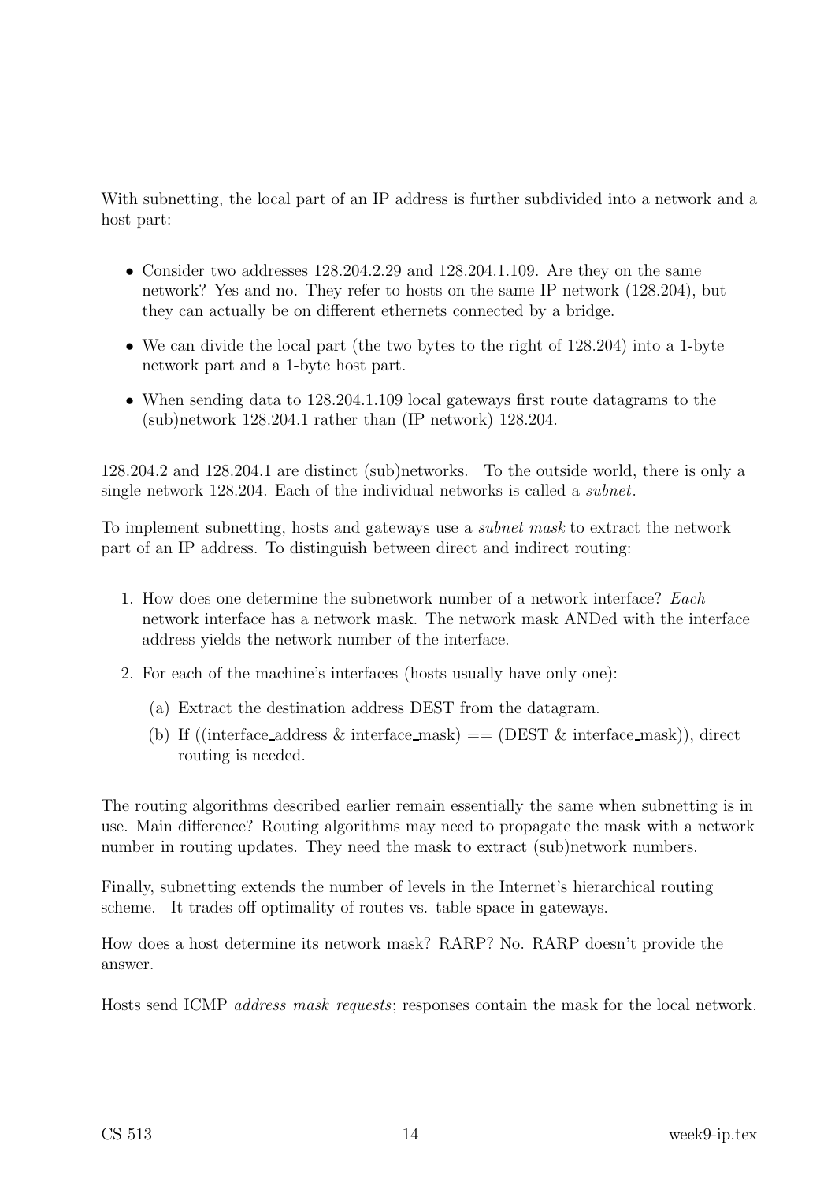With subnetting, the local part of an IP address is further subdivided into a network and a host part:

- Consider two addresses 128.204.2.29 and 128.204.1.109. Are they on the same network? Yes and no. They refer to hosts on the same IP network (128.204), but they can actually be on different ethernets connected by a bridge.
- We can divide the local part (the two bytes to the right of 128.204) into a 1-byte network part and a 1-byte host part.
- When sending data to 128.204.1.109 local gateways first route datagrams to the (sub)network 128.204.1 rather than (IP network) 128.204.

128.204.2 and 128.204.1 are distinct (sub)networks. To the outside world, there is only a single network 128.204. Each of the individual networks is called a *subnet*.

To implement subnetting, hosts and gateways use a *subnet mask* to extract the network part of an IP address. To distinguish between direct and indirect routing:

1. How does one determine the subnetwork number of a network interface? *Each* network interface has a network mask. The network mask ANDed with the interface address yields the network number of the interface.
2. For each of the machine's interfaces (hosts usually have only one):
   (a) Extract the destination address DEST from the datagram.
   (b) If ((interface_address & interface_mask) == (DEST & interface_mask)), direct routing is needed.

The routing algorithms described earlier remain essentially the same when subnetting is in use. Main difference? Routing algorithms may need to propagate the mask with a network number in routing updates. They need the mask to extract (sub)network numbers.

Finally, subnetting extends the number of levels in the Internet's hierarchical routing scheme. It trades off optimality of routes vs. table space in gateways.

How does a host determine its network mask? RARP? No. RARP doesn't provide the answer.

Hosts send ICMP *address mask requests*; responses contain the mask for the local network.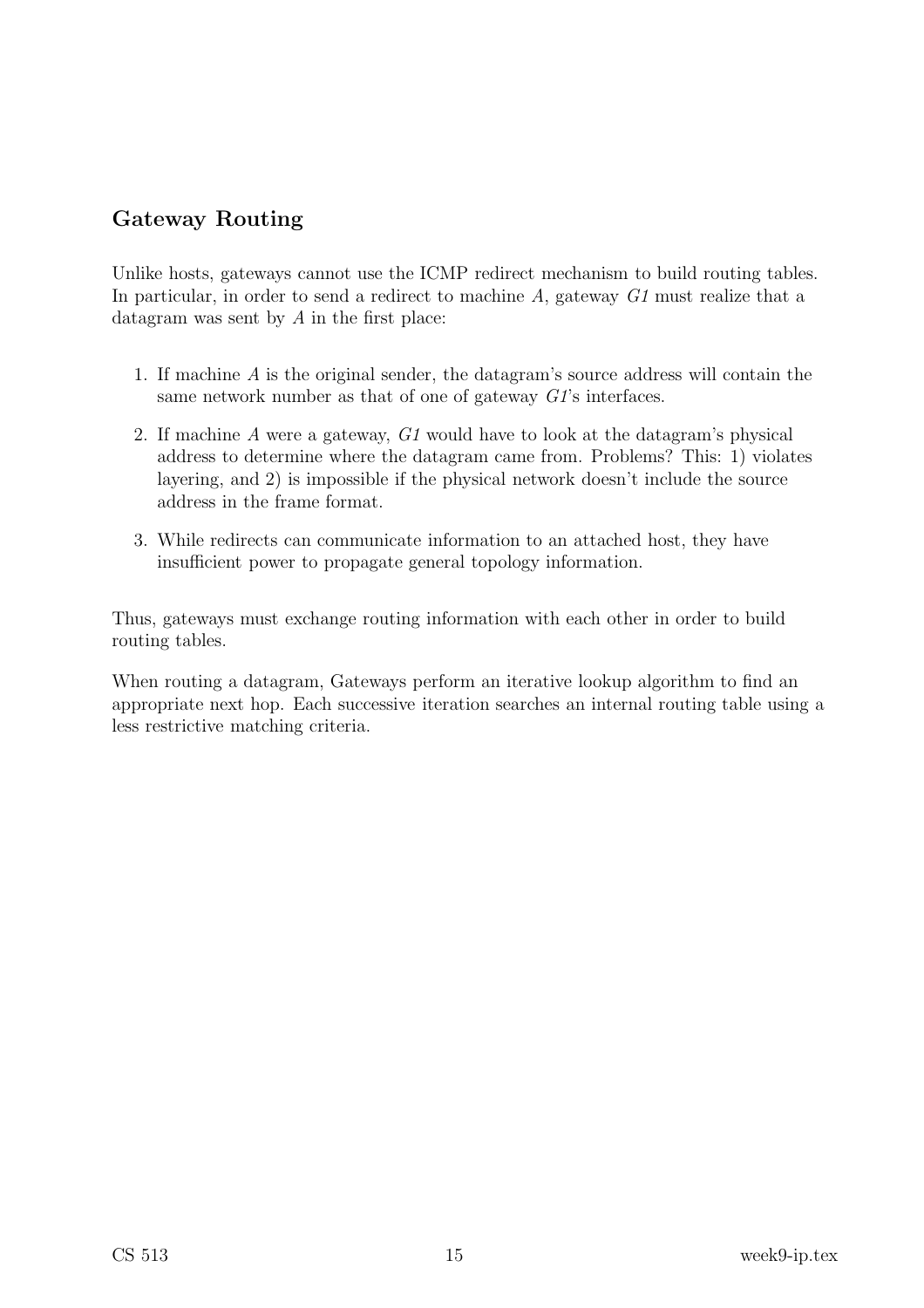## Gateway Routing

Unlike hosts, gateways cannot use the ICMP redirect mechanism to build routing tables. In particular, in order to send a redirect to machine *A*, gateway *G1* must realize that a datagram was sent by *A* in the first place:

1. If machine *A* is the original sender, the datagram's source address will contain the same network number as that of one of gateway *G1*'s interfaces.
2. If machine *A* were a gateway, *G1* would have to look at the datagram's physical address to determine where the datagram came from. Problems? This: 1) violates layering, and 2) is impossible if the physical network doesn't include the source address in the frame format.
3. While redirects can communicate information to an attached host, they have insufficient power to propagate general topology information.

Thus, gateways must exchange routing information with each other in order to build routing tables.

When routing a datagram, Gateways perform an iterative lookup algorithm to find an appropriate next hop. Each successive iteration searches an internal routing table using a less restrictive matching criteria.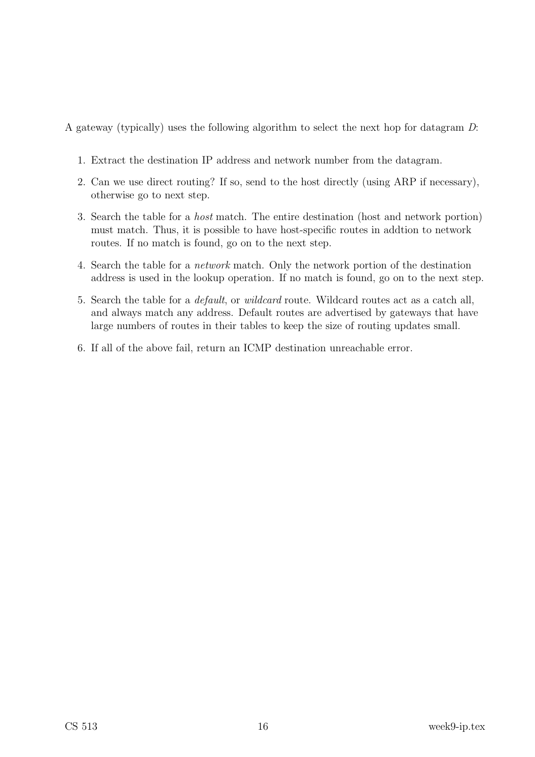A gateway (typically) uses the following algorithm to select the next hop for datagram $D$:

1. Extract the destination IP address and network number from the datagram.
2. Can we use direct routing? If so, send to the host directly (using ARP if necessary), otherwise go to next step.
3. Search the table for a *host* match. The entire destination (host and network portion) must match. Thus, it is possible to have host-specific routes in addtion to network routes. If no match is found, go on to the next step.
4. Search the table for a *network* match. Only the network portion of the destination address is used in the lookup operation. If no match is found, go on to the next step.
5. Search the table for a *default*, or *wildcard* route. Wildcard routes act as a catch all, and always match any address. Default routes are advertised by gateways that have large numbers of routes in their tables to keep the size of routing updates small.
6. If all of the above fail, return an ICMP destination unreachable error.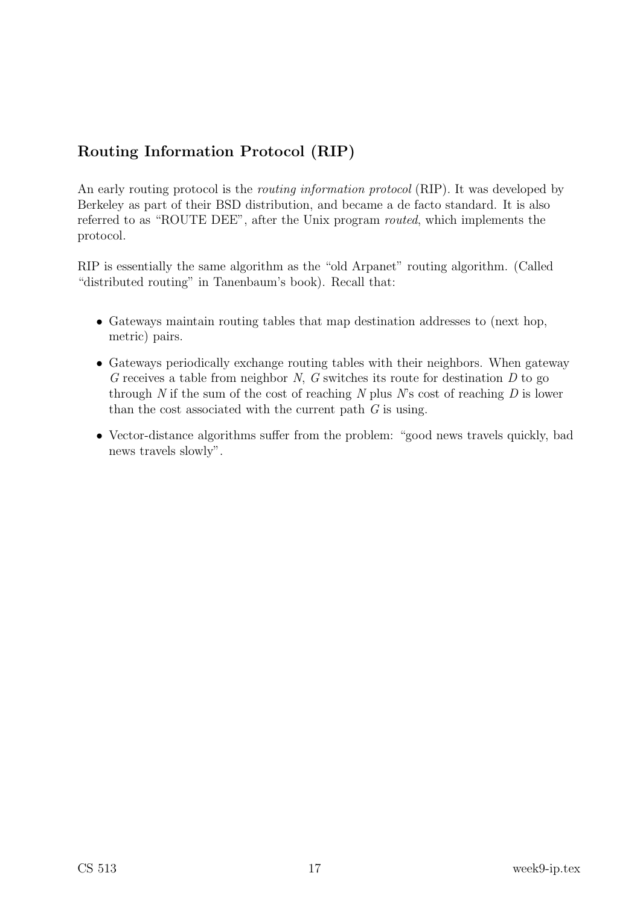## Routing Information Protocol (RIP)

An early routing protocol is the *routing information protocol* (RIP). It was developed by Berkeley as part of their BSD distribution, and became a de facto standard. It is also referred to as "ROUTE DEE", after the Unix program *routed*, which implements the protocol.

RIP is essentially the same algorithm as the "old Arpanet" routing algorithm. (Called "distributed routing" in Tanenbaum's book). Recall that:

- Gateways maintain routing tables that map destination addresses to (next hop, metric) pairs.
- Gateways periodically exchange routing tables with their neighbors. When gateway $G$ receives a table from neighbor $N$, $G$ switches its route for destination $D$ to go through $N$ if the sum of the cost of reaching $N$ plus $N$'s cost of reaching $D$ is lower than the cost associated with the current path $G$ is using.
- Vector-distance algorithms suffer from the problem: "good news travels quickly, bad news travels slowly".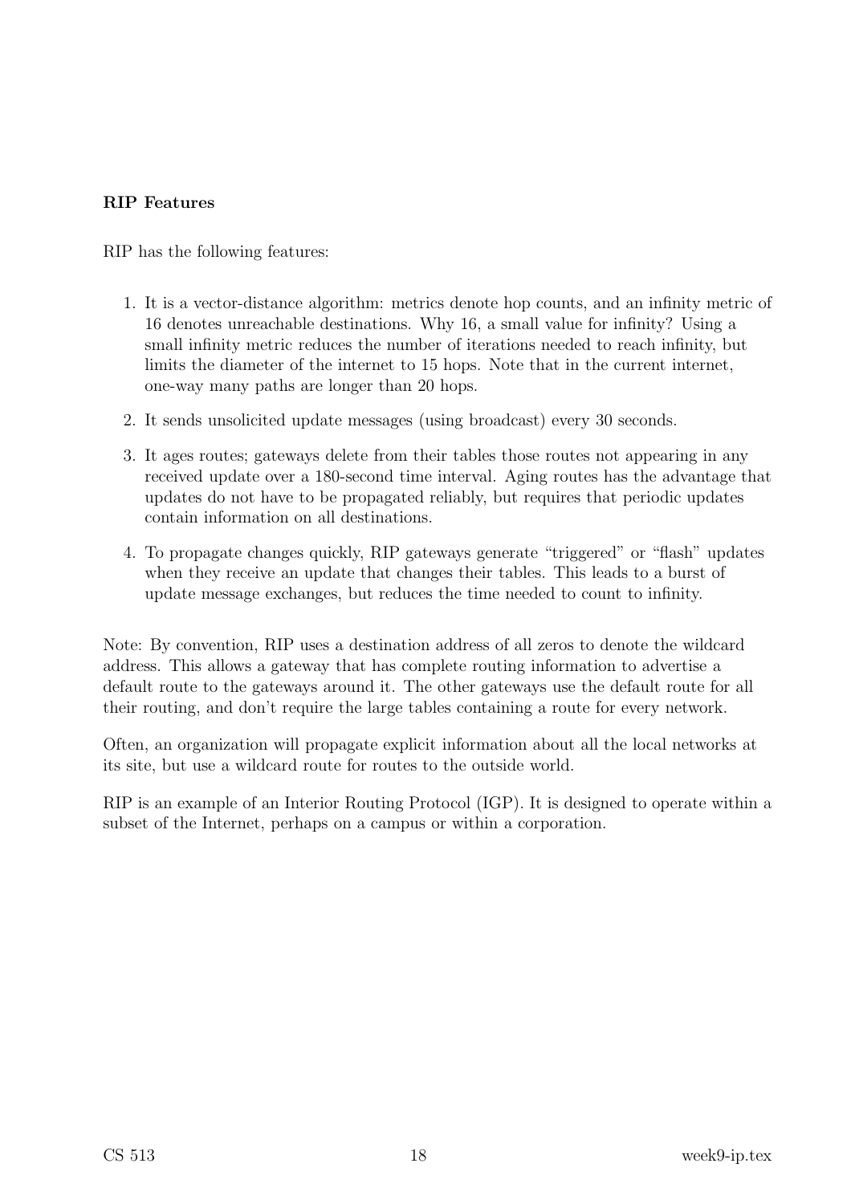**RIP Features**

RIP has the following features:

1. It is a vector-distance algorithm: metrics denote hop counts, and an infinity metric of 16 denotes unreachable destinations. Why 16, a small value for infinity? Using a small infinity metric reduces the number of iterations needed to reach infinity, but limits the diameter of the internet to 15 hops. Note that in the current internet, one-way many paths are longer than 20 hops.
2. It sends unsolicited update messages (using broadcast) every 30 seconds.
3. It ages routes; gateways delete from their tables those routes not appearing in any received update over a 180-second time interval. Aging routes has the advantage that updates do not have to be propagated reliably, but requires that periodic updates contain information on all destinations.
4. To propagate changes quickly, RIP gateways generate "triggered" or "flash" updates when they receive an update that changes their tables. This leads to a burst of update message exchanges, but reduces the time needed to count to infinity.

Note: By convention, RIP uses a destination address of all zeros to denote the wildcard address. This allows a gateway that has complete routing information to advertise a default route to the gateways around it. The other gateways use the default route for all their routing, and don't require the large tables containing a route for every network.

Often, an organization will propagate explicit information about all the local networks at its site, but use a wildcard route for routes to the outside world.

RIP is an example of an Interior Routing Protocol (IGP). It is designed to operate within a subset of the Internet, perhaps on a campus or within a corporation.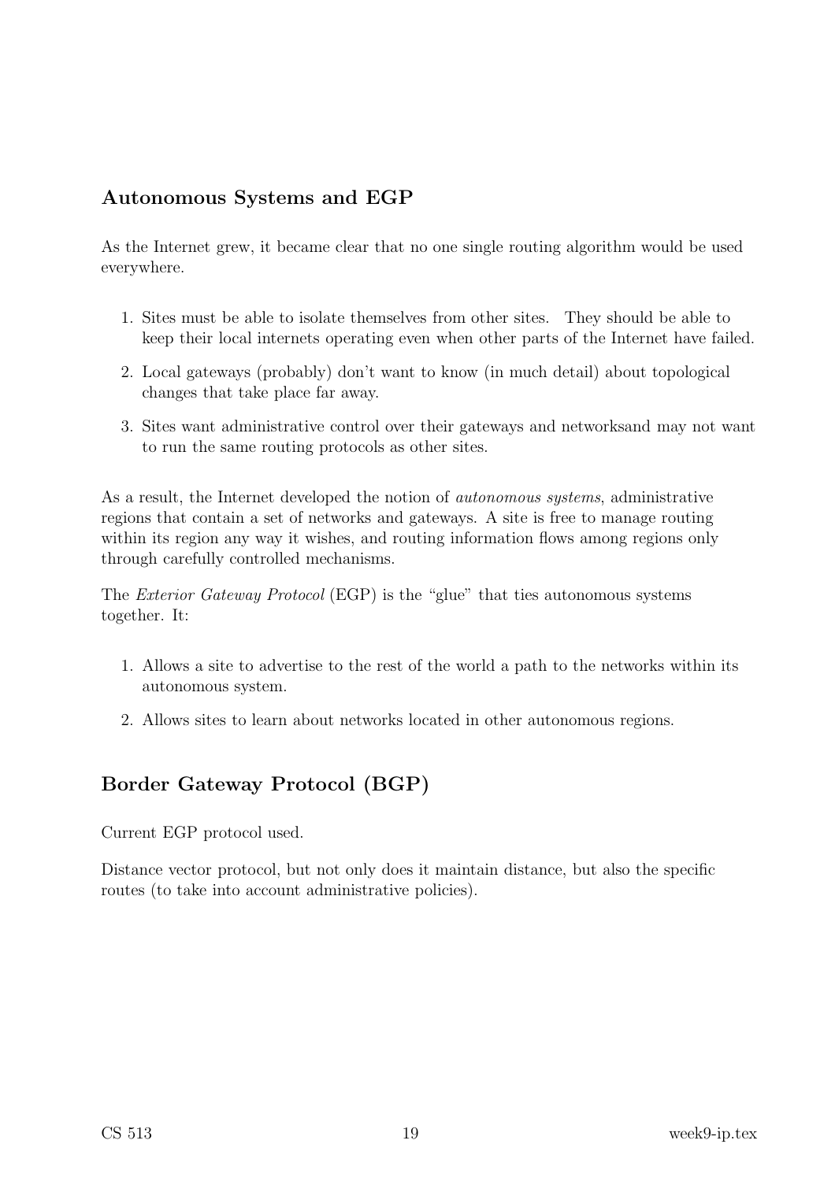## Autonomous Systems and EGP

As the Internet grew, it became clear that no one single routing algorithm would be used everywhere.

1. Sites must be able to isolate themselves from other sites. They should be able to keep their local internets operating even when other parts of the Internet have failed.
2. Local gateways (probably) don't want to know (in much detail) about topological changes that take place far away.
3. Sites want administrative control over their gateways and networksand may not want to run the same routing protocols as other sites.

As a result, the Internet developed the notion of *autonomous systems*, administrative regions that contain a set of networks and gateways. A site is free to manage routing within its region any way it wishes, and routing information flows among regions only through carefully controlled mechanisms.

The *Exterior Gateway Protocol* (EGP) is the "glue" that ties autonomous systems together. It:

1. Allows a site to advertise to the rest of the world a path to the networks within its autonomous system.
2. Allows sites to learn about networks located in other autonomous regions.

## Border Gateway Protocol (BGP)

Current EGP protocol used.

Distance vector protocol, but not only does it maintain distance, but also the specific routes (to take into account administrative policies).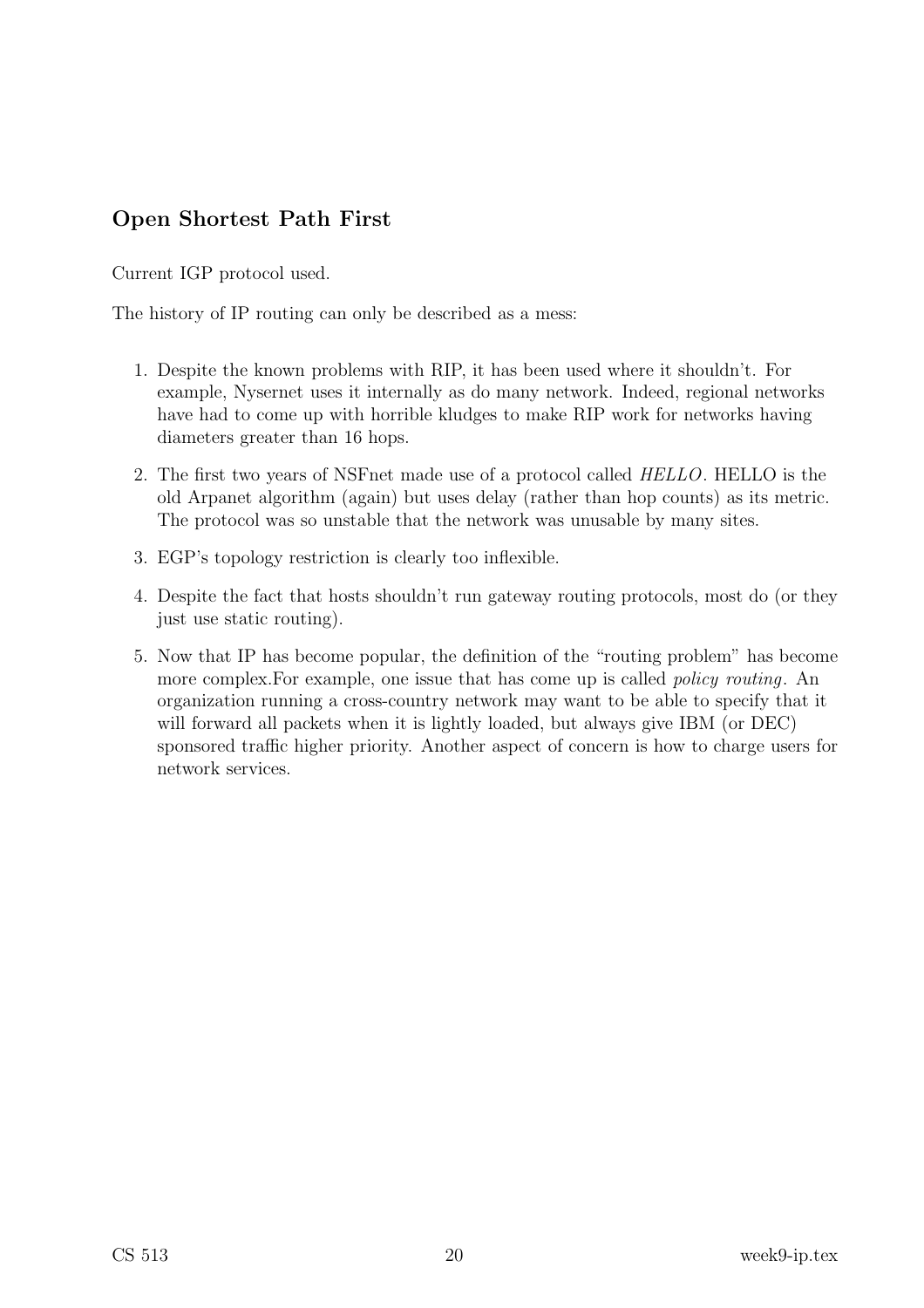## Open Shortest Path First

Current IGP protocol used.

The history of IP routing can only be described as a mess:

1. Despite the known problems with RIP, it has been used where it shouldn't. For example, Nysernet uses it internally as do many network. Indeed, regional networks have had to come up with horrible kludges to make RIP work for networks having diameters greater than 16 hops.

2. The first two years of NSFnet made use of a protocol called *HELLO*. HELLO is the old Arpanet algorithm (again) but uses delay (rather than hop counts) as its metric. The protocol was so unstable that the network was unusable by many sites.

3. EGP's topology restriction is clearly too inflexible.

4. Despite the fact that hosts shouldn't run gateway routing protocols, most do (or they just use static routing).

5. Now that IP has become popular, the definition of the "routing problem" has become more complex.For example, one issue that has come up is called *policy routing*. An organization running a cross-country network may want to be able to specify that it will forward all packets when it is lightly loaded, but always give IBM (or DEC) sponsored traffic higher priority. Another aspect of concern is how to charge users for network services.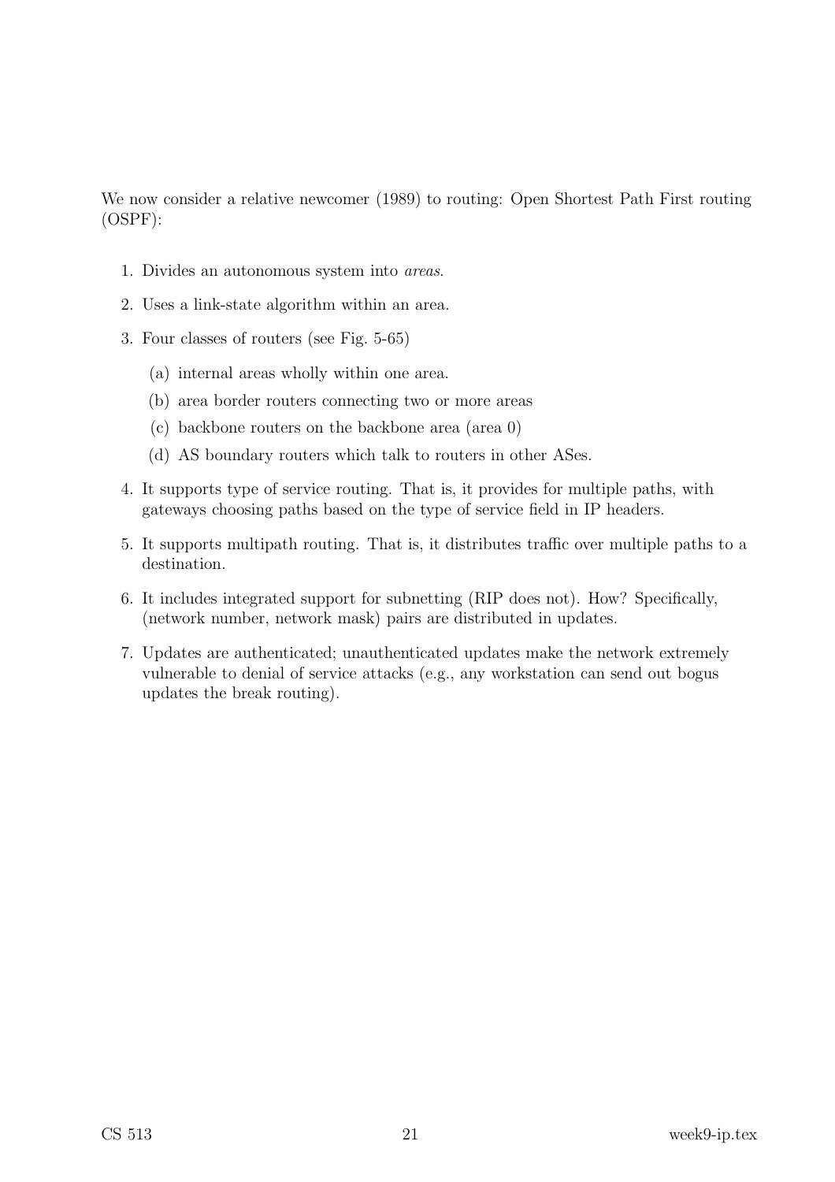We now consider a relative newcomer (1989) to routing: Open Shortest Path First routing (OSPF):

1. Divides an autonomous system into *areas*.
2. Uses a link-state algorithm within an area.
3. Four classes of routers (see Fig. 5-65)
   (a) internal areas wholly within one area.
   (b) area border routers connecting two or more areas
   (c) backbone routers on the backbone area (area 0)
   (d) AS boundary routers which talk to routers in other ASes.
4. It supports type of service routing. That is, it provides for multiple paths, with gateways choosing paths based on the type of service field in IP headers.
5. It supports multipath routing. That is, it distributes traffic over multiple paths to a destination.
6. It includes integrated support for subnetting (RIP does not). How? Specifically, (network number, network mask) pairs are distributed in updates.
7. Updates are authenticated; unauthenticated updates make the network extremely vulnerable to denial of service attacks (e.g., any workstation can send out bogus updates the break routing).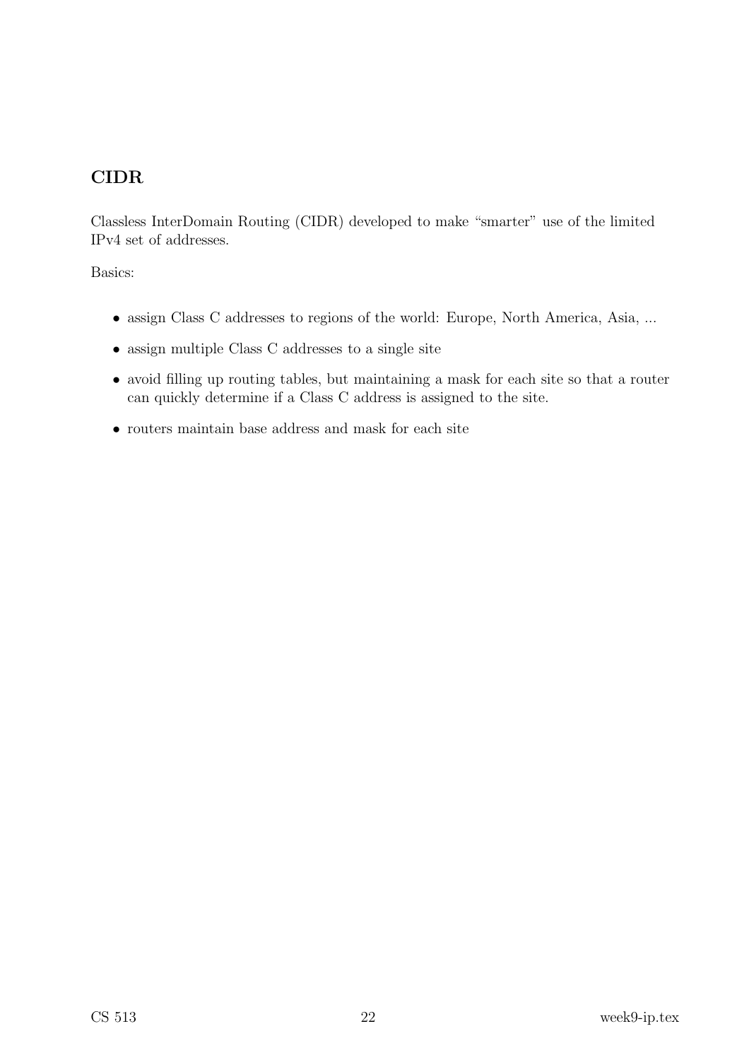## CIDR

Classless InterDomain Routing (CIDR) developed to make “smarter” use of the limited IPv4 set of addresses.

Basics:

- assign Class C addresses to regions of the world: Europe, North America, Asia, ...
- assign multiple Class C addresses to a single site
- avoid filling up routing tables, but maintaining a mask for each site so that a router can quickly determine if a Class C address is assigned to the site.
- routers maintain base address and mask for each site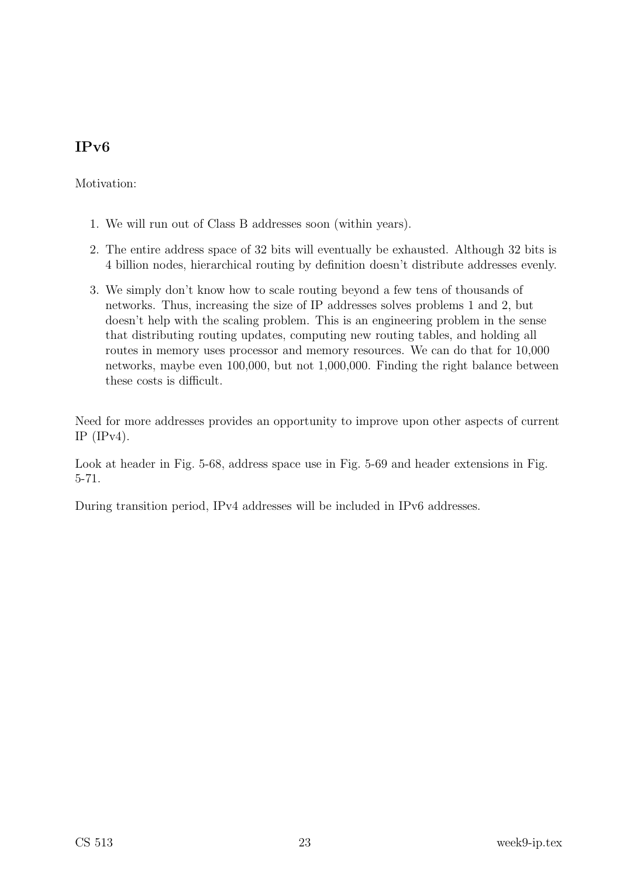## IPv6

Motivation:

1. We will run out of Class B addresses soon (within years).
2. The entire address space of 32 bits will eventually be exhausted. Although 32 bits is 4 billion nodes, hierarchical routing by definition doesn't distribute addresses evenly.
3. We simply don't know how to scale routing beyond a few tens of thousands of networks. Thus, increasing the size of IP addresses solves problems 1 and 2, but doesn't help with the scaling problem. This is an engineering problem in the sense that distributing routing updates, computing new routing tables, and holding all routes in memory uses processor and memory resources. We can do that for 10,000 networks, maybe even 100,000, but not 1,000,000. Finding the right balance between these costs is difficult.

Need for more addresses provides an opportunity to improve upon other aspects of current IP (IPv4).

Look at header in Fig. 5-68, address space use in Fig. 5-69 and header extensions in Fig. 5-71.

During transition period, IPv4 addresses will be included in IPv6 addresses.